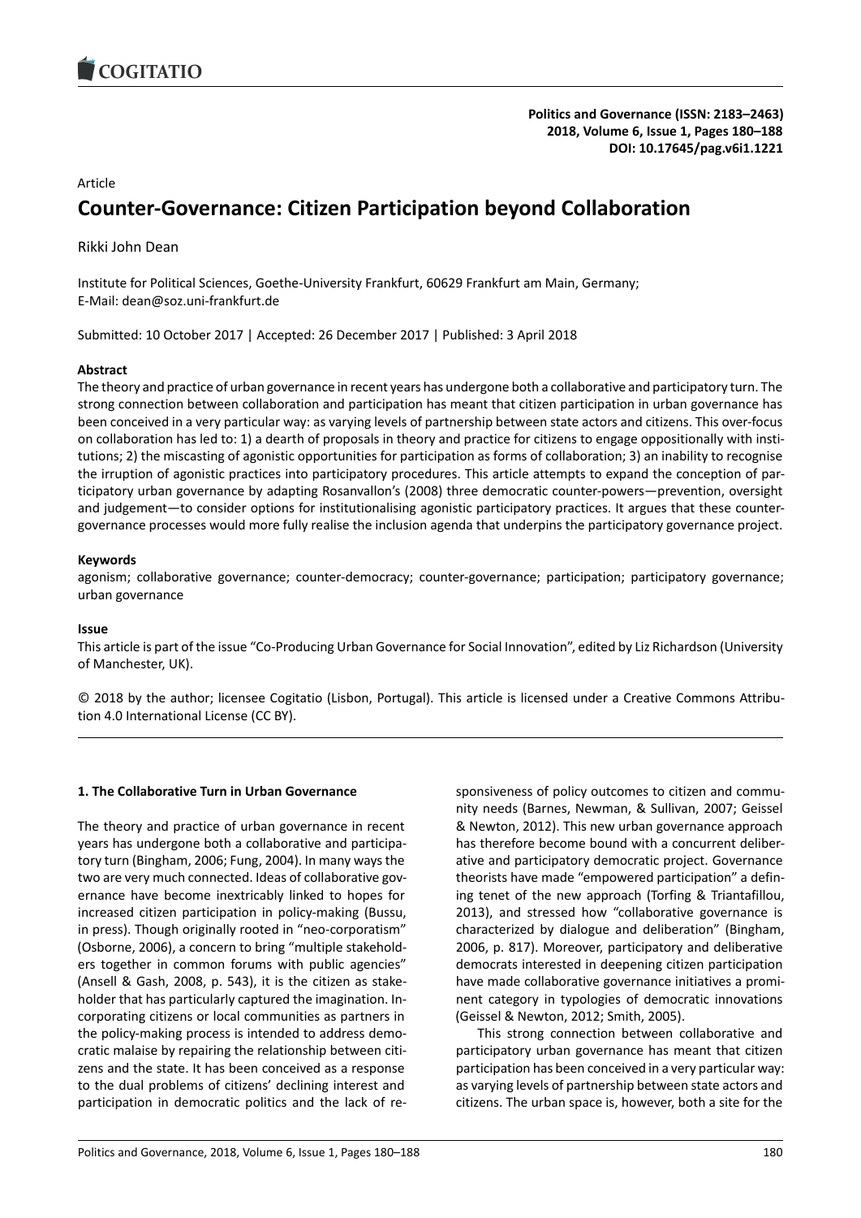Article

# Counter-Governance: Citizen Participation beyond Collaboration

Rikki John Dean

Institute for Political Sciences, Goethe-University Frankfurt, 60629 Frankfurt am Main, Germany; E-Mail: dean@soz.uni-frankfurt.de

Submitted: 10 October 2017 | Accepted: 26 December 2017 | Published: 3 April 2018

**Abstract**

The theory and practice of urban governance in recent years has undergone both a collaborative and participatory turn. The strong connection between collaboration and participation has meant that citizen participation in urban governance has been conceived in a very particular way: as varying levels of partnership between state actors and citizens. This over-focus on collaboration has led to: 1) a dearth of proposals in theory and practice for citizens to engage oppositionally with institutions; 2) the miscasting of agonistic opportunities for participation as forms of collaboration; 3) an inability to recognise the irruption of agonistic practices into participatory procedures. This article attempts to expand the conception of participatory urban governance by adapting Rosanvallon's (2008) three democratic counter-powers—prevention, oversight and judgement—to consider options for institutionalising agonistic participatory practices. It argues that these counter-governance processes would more fully realise the inclusion agenda that underpins the participatory governance project.

**Keywords**

agonism; collaborative governance; counter-democracy; counter-governance; participation; participatory governance; urban governance

**Issue**

This article is part of the issue "Co-Producing Urban Governance for Social Innovation", edited by Liz Richardson (University of Manchester, UK).

© 2018 by the author; licensee Cogitatio (Lisbon, Portugal). This article is licensed under a Creative Commons Attribution 4.0 International License (CC BY).

## 1. The Collaborative Turn in Urban Governance

The theory and practice of urban governance in recent years has undergone both a collaborative and participatory turn (Bingham, 2006; Fung, 2004). In many ways the two are very much connected. Ideas of collaborative governance have become inextricably linked to hopes for increased citizen participation in policy-making (Bussu, in press). Though originally rooted in "neo-corporatism" (Osborne, 2006), a concern to bring "multiple stakeholders together in common forums with public agencies" (Ansell & Gash, 2008, p. 543), it is the citizen as stakeholder that has particularly captured the imagination. Incorporating citizens or local communities as partners in the policy-making process is intended to address democratic malaise by repairing the relationship between citizens and the state. It has been conceived as a response to the dual problems of citizens' declining interest and participation in democratic politics and the lack of responsiveness of policy outcomes to citizen and community needs (Barnes, Newman, & Sullivan, 2007; Geissel & Newton, 2012). This new urban governance approach has therefore become bound with a concurrent deliberative and participatory democratic project. Governance theorists have made "empowered participation" a defining tenet of the new approach (Torfing & Triantafillou, 2013), and stressed how "collaborative governance is characterized by dialogue and deliberation" (Bingham, 2006, p. 817). Moreover, participatory and deliberative democrats interested in deepening citizen participation have made collaborative governance initiatives a prominent category in typologies of democratic innovations (Geissel & Newton, 2012; Smith, 2005).

This strong connection between collaborative and participatory urban governance has meant that citizen participation has been conceived in a very particular way: as varying levels of partnership between state actors and citizens. The urban space is, however, both a site for the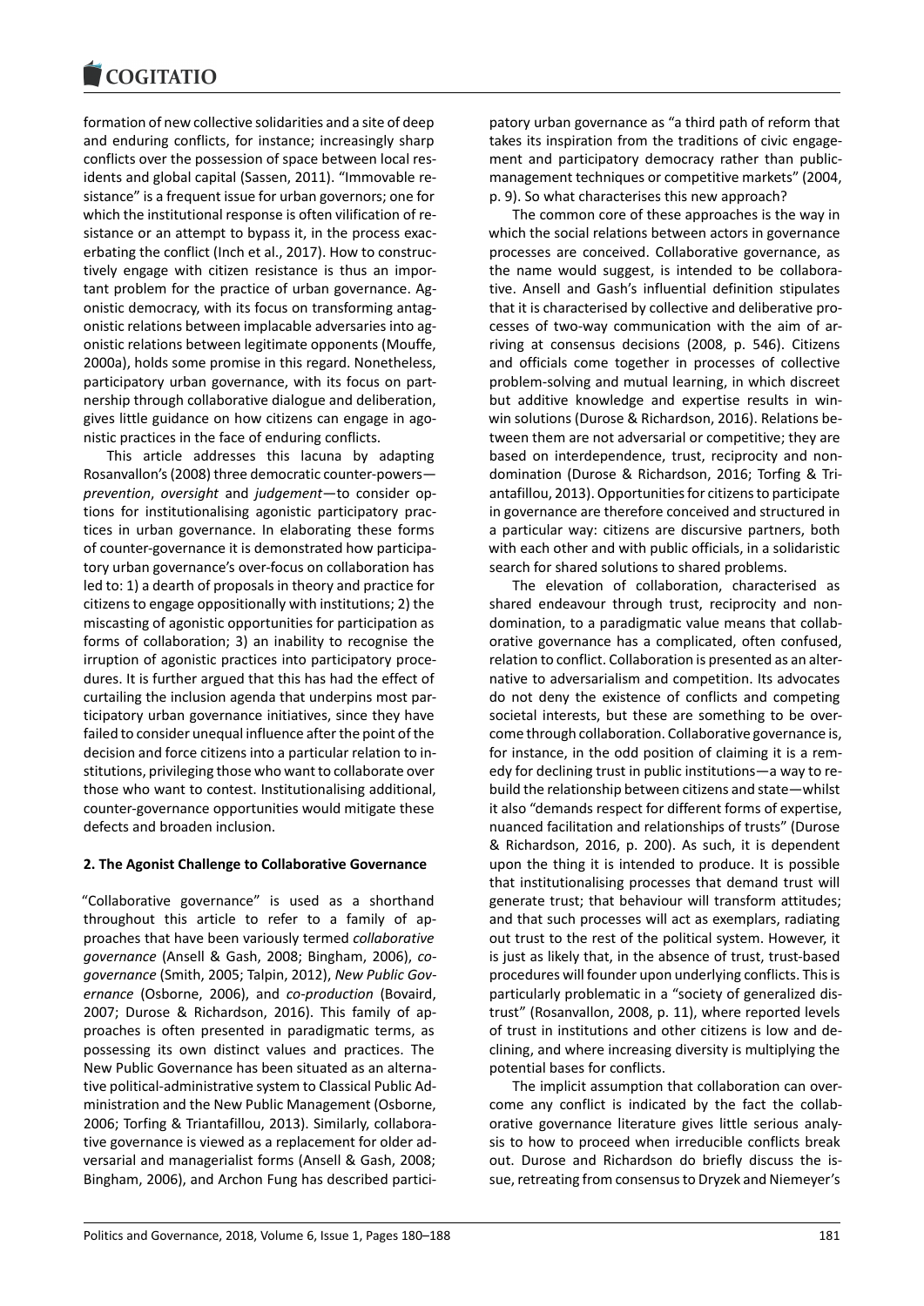formation of new collective solidarities and a site of deep and enduring conflicts, for instance; increasingly sharp conflicts over the possession of space between local residents and global capital (Sassen, 2011). "Immovable resistance" is a frequent issue for urban governors; one for which the institutional response is often vilification of resistance or an attempt to bypass it, in the process exacerbating the conflict (Inch et al., 2017). How to constructively engage with citizen resistance is thus an important problem for the practice of urban governance. Agonistic democracy, with its focus on transforming antagonistic relations between implacable adversaries into agonistic relations between legitimate opponents (Mouffe, 2000a), holds some promise in this regard. Nonetheless, participatory urban governance, with its focus on partnership through collaborative dialogue and deliberation, gives little guidance on how citizens can engage in agonistic practices in the face of enduring conflicts.

This article addresses this lacuna by adapting Rosanvallon's (2008) three democratic counter-powers—*prevention*, *oversight* and *judgement*—to consider options for institutionalising agonistic participatory practices in urban governance. In elaborating these forms of counter-governance it is demonstrated how participatory urban governance's over-focus on collaboration has led to: 1) a dearth of proposals in theory and practice for citizens to engage oppositionally with institutions; 2) the miscasting of agonistic opportunities for participation as forms of collaboration; 3) an inability to recognise the irruption of agonistic practices into participatory procedures. It is further argued that this has had the effect of curtailing the inclusion agenda that underpins most participatory urban governance initiatives, since they have failed to consider unequal influence after the point of the decision and force citizens into a particular relation to institutions, privileging those who want to collaborate over those who want to contest. Institutionalising additional, counter-governance opportunities would mitigate these defects and broaden inclusion.

## 2. The Agonist Challenge to Collaborative Governance

"Collaborative governance" is used as a shorthand throughout this article to refer to a family of approaches that have been variously termed *collaborative governance* (Ansell & Gash, 2008; Bingham, 2006), *co-governance* (Smith, 2005; Talpin, 2012), *New Public Governance* (Osborne, 2006), and *co-production* (Bovaird, 2007; Durose & Richardson, 2016). This family of approaches is often presented in paradigmatic terms, as possessing its own distinct values and practices. The New Public Governance has been situated as an alternative political-administrative system to Classical Public Administration and the New Public Management (Osborne, 2006; Torfing & Triantafillou, 2013). Similarly, collaborative governance is viewed as a replacement for older adversarial and managerialist forms (Ansell & Gash, 2008; Bingham, 2006), and Archon Fung has described participatory urban governance as "a third path of reform that takes its inspiration from the traditions of civic engagement and participatory democracy rather than public-management techniques or competitive markets" (2004, p. 9). So what characterises this new approach?

The common core of these approaches is the way in which the social relations between actors in governance processes are conceived. Collaborative governance, as the name would suggest, is intended to be collaborative. Ansell and Gash's influential definition stipulates that it is characterised by collective and deliberative processes of two-way communication with the aim of arriving at consensus decisions (2008, p. 546). Citizens and officials come together in processes of collective problem-solving and mutual learning, in which discreet but additive knowledge and expertise results in win-win solutions (Durose & Richardson, 2016). Relations between them are not adversarial or competitive; they are based on interdependence, trust, reciprocity and non-domination (Durose & Richardson, 2016; Torfing & Triantafillou, 2013). Opportunities for citizens to participate in governance are therefore conceived and structured in a particular way: citizens are discursive partners, both with each other and with public officials, in a solidaristic search for shared solutions to shared problems.

The elevation of collaboration, characterised as shared endeavour through trust, reciprocity and non-domination, to a paradigmatic value means that collaborative governance has a complicated, often confused, relation to conflict. Collaboration is presented as an alternative to adversarialism and competition. Its advocates do not deny the existence of conflicts and competing societal interests, but these are something to be overcome through collaboration. Collaborative governance is, for instance, in the odd position of claiming it is a remedy for declining trust in public institutions—a way to rebuild the relationship between citizens and state—whilst it also "demands respect for different forms of expertise, nuanced facilitation and relationships of trusts" (Durose & Richardson, 2016, p. 200). As such, it is dependent upon the thing it is intended to produce. It is possible that institutionalising processes that demand trust will generate trust; that behaviour will transform attitudes; and that such processes will act as exemplars, radiating out trust to the rest of the political system. However, it is just as likely that, in the absence of trust, trust-based procedures will founder upon underlying conflicts. This is particularly problematic in a "society of generalized distrust" (Rosanvallon, 2008, p. 11), where reported levels of trust in institutions and other citizens is low and declining, and where increasing diversity is multiplying the potential bases for conflicts.

The implicit assumption that collaboration can overcome any conflict is indicated by the fact the collaborative governance literature gives little serious analysis to how to proceed when irreducible conflicts break out. Durose and Richardson do briefly discuss the issue, retreating from consensus to Dryzek and Niemeyer's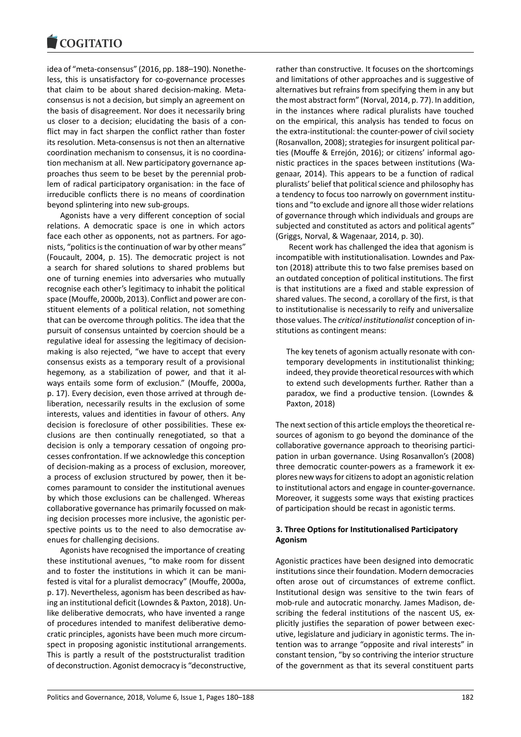idea of "meta-consensus" (2016, pp. 188–190). Nonetheless, this is unsatisfactory for co-governance processes that claim to be about shared decision-making. Meta-consensus is not a decision, but simply an agreement on the basis of disagreement. Nor does it necessarily bring us closer to a decision; elucidating the basis of a conflict may in fact sharpen the conflict rather than foster its resolution. Meta-consensus is not then an alternative coordination mechanism to consensus, it is no coordination mechanism at all. New participatory governance approaches thus seem to be beset by the perennial problem of radical participatory organisation: in the face of irreducible conflicts there is no means of coordination beyond splintering into new sub-groups.

Agonists have a very different conception of social relations. A democratic space is one in which actors face each other as opponents, not as partners. For agonists, "politics is the continuation of war by other means" (Foucault, 2004, p. 15). The democratic project is not a search for shared solutions to shared problems but one of turning enemies into adversaries who mutually recognise each other's legitimacy to inhabit the political space (Mouffe, 2000b, 2013). Conflict and power are constituent elements of a political relation, not something that can be overcome through politics. The idea that the pursuit of consensus untainted by coercion should be a regulative ideal for assessing the legitimacy of decision-making is also rejected, "we have to accept that every consensus exists as a temporary result of a provisional hegemony, as a stabilization of power, and that it always entails some form of exclusion." (Mouffe, 2000a, p. 17). Every decision, even those arrived at through deliberation, necessarily results in the exclusion of some interests, values and identities in favour of others. Any decision is foreclosure of other possibilities. These exclusions are then continually renegotiated, so that a decision is only a temporary cessation of ongoing processes confrontation. If we acknowledge this conception of decision-making as a process of exclusion, moreover, a process of exclusion structured by power, then it becomes paramount to consider the institutional avenues by which those exclusions can be challenged. Whereas collaborative governance has primarily focussed on making decision processes more inclusive, the agonistic perspective points us to the need to also democratise avenues for challenging decisions.

Agonists have recognised the importance of creating these institutional avenues, "to make room for dissent and to foster the institutions in which it can be manifested is vital for a pluralist democracy" (Mouffe, 2000a, p. 17). Nevertheless, agonism has been described as having an institutional deficit (Lowndes & Paxton, 2018). Unlike deliberative democrats, who have invented a range of procedures intended to manifest deliberative democratic principles, agonists have been much more circumspect in proposing agonistic institutional arrangements. This is partly a result of the poststructuralist tradition of deconstruction. Agonist democracy is "deconstructive, rather than constructive. It focuses on the shortcomings and limitations of other approaches and is suggestive of alternatives but refrains from specifying them in any but the most abstract form" (Norval, 2014, p. 77). In addition, in the instances where radical pluralists have touched on the empirical, this analysis has tended to focus on the extra-institutional: the counter-power of civil society (Rosanvallon, 2008); strategies for insurgent political parties (Mouffe & Errejón, 2016); or citizens' informal agonistic practices in the spaces between institutions (Wagenaar, 2014). This appears to be a function of radical pluralists' belief that political science and philosophy has a tendency to focus too narrowly on government institutions and "to exclude and ignore all those wider relations of governance through which individuals and groups are subjected and constituted as actors and political agents" (Griggs, Norval, & Wagenaar, 2014, p. 30).

Recent work has challenged the idea that agonism is incompatible with institutionalisation. Lowndes and Paxton (2018) attribute this to two false premises based on an outdated conception of political institutions. The first is that institutions are a fixed and stable expression of shared values. The second, a corollary of the first, is that to institutionalise is necessarily to reify and universalize those values. The *critical institutionalist* conception of institutions as contingent means:

> The key tenets of agonism actually resonate with contemporary developments in institutionalist thinking; indeed, they provide theoretical resources with which to extend such developments further. Rather than a paradox, we find a productive tension. (Lowndes & Paxton, 2018)

The next section of this article employs the theoretical resources of agonism to go beyond the dominance of the collaborative governance approach to theorising participation in urban governance. Using Rosanvallon's (2008) three democratic counter-powers as a framework it explores new ways for citizens to adopt an agonistic relation to institutional actors and engage in counter-governance. Moreover, it suggests some ways that existing practices of participation should be recast in agonistic terms.

## 3. Three Options for Institutionalised Participatory Agonism

Agonistic practices have been designed into democratic institutions since their foundation. Modern democracies often arose out of circumstances of extreme conflict. Institutional design was sensitive to the twin fears of mob-rule and autocratic monarchy. James Madison, describing the federal institutions of the nascent US, explicitly justifies the separation of power between executive, legislature and judiciary in agonistic terms. The intention was to arrange "opposite and rival interests" in constant tension, "by so contriving the interior structure of the government as that its several constituent parts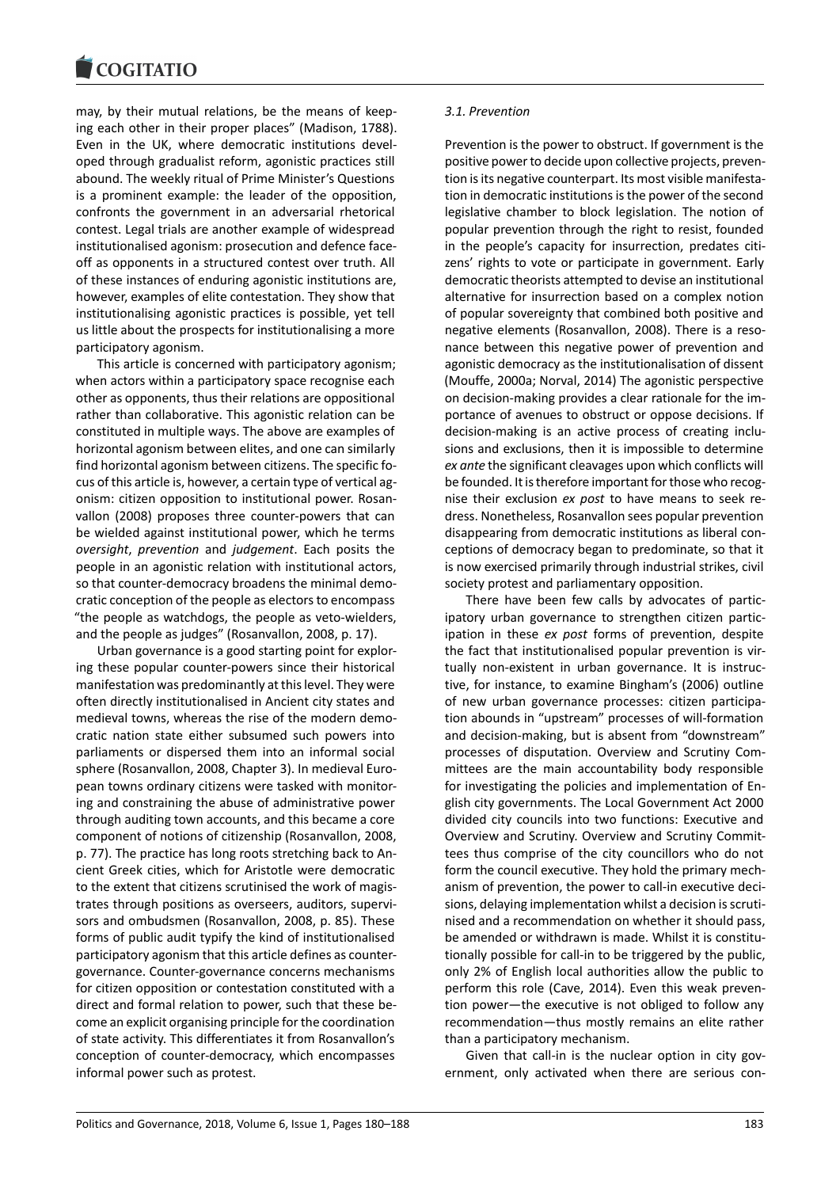may, by their mutual relations, be the means of keeping each other in their proper places" (Madison, 1788). Even in the UK, where democratic institutions developed through gradualist reform, agonistic practices still abound. The weekly ritual of Prime Minister's Questions is a prominent example: the leader of the opposition, confronts the government in an adversarial rhetorical contest. Legal trials are another example of widespread institutionalised agonism: prosecution and defence face-off as opponents in a structured contest over truth. All of these instances of enduring agonistic institutions are, however, examples of elite contestation. They show that institutionalising agonistic practices is possible, yet tell us little about the prospects for institutionalising a more participatory agonism.

This article is concerned with participatory agonism; when actors within a participatory space recognise each other as opponents, thus their relations are oppositional rather than collaborative. This agonistic relation can be constituted in multiple ways. The above are examples of horizontal agonism between elites, and one can similarly find horizontal agonism between citizens. The specific focus of this article is, however, a certain type of vertical agonism: citizen opposition to institutional power. Rosanvallon (2008) proposes three counter-powers that can be wielded against institutional power, which he terms *oversight*, *prevention* and *judgement*. Each posits the people in an agonistic relation with institutional actors, so that counter-democracy broadens the minimal democratic conception of the people as electors to encompass "the people as watchdogs, the people as veto-wielders, and the people as judges" (Rosanvallon, 2008, p. 17).

Urban governance is a good starting point for exploring these popular counter-powers since their historical manifestation was predominantly at this level. They were often directly institutionalised in Ancient city states and medieval towns, whereas the rise of the modern democratic nation state either subsumed such powers into parliaments or dispersed them into an informal social sphere (Rosanvallon, 2008, Chapter 3). In medieval European towns ordinary citizens were tasked with monitoring and constraining the abuse of administrative power through auditing town accounts, and this became a core component of notions of citizenship (Rosanvallon, 2008, p. 77). The practice has long roots stretching back to Ancient Greek cities, which for Aristotle were democratic to the extent that citizens scrutinised the work of magistrates through positions as overseers, auditors, supervisors and ombudsmen (Rosanvallon, 2008, p. 85). These forms of public audit typify the kind of institutionalised participatory agonism that this article defines as counter-governance. Counter-governance concerns mechanisms for citizen opposition or contestation constituted with a direct and formal relation to power, such that these become an explicit organising principle for the coordination of state activity. This differentiates it from Rosanvallon's conception of counter-democracy, which encompasses informal power such as protest.

*3.1. Prevention*

Prevention is the power to obstruct. If government is the positive power to decide upon collective projects, prevention is its negative counterpart. Its most visible manifestation in democratic institutions is the power of the second legislative chamber to block legislation. The notion of popular prevention through the right to resist, founded in the people's capacity for insurrection, predates citizens' rights to vote or participate in government. Early democratic theorists attempted to devise an institutional alternative for insurrection based on a complex notion of popular sovereignty that combined both positive and negative elements (Rosanvallon, 2008). There is a resonance between this negative power of prevention and agonistic democracy as the institutionalisation of dissent (Mouffe, 2000a; Norval, 2014) The agonistic perspective on decision-making provides a clear rationale for the importance of avenues to obstruct or oppose decisions. If decision-making is an active process of creating inclusions and exclusions, then it is impossible to determine *ex ante* the significant cleavages upon which conflicts will be founded. It is therefore important for those who recognise their exclusion *ex post* to have means to seek redress. Nonetheless, Rosanvallon sees popular prevention disappearing from democratic institutions as liberal conceptions of democracy began to predominate, so that it is now exercised primarily through industrial strikes, civil society protest and parliamentary opposition.

There have been few calls by advocates of participatory urban governance to strengthen citizen participation in these *ex post* forms of prevention, despite the fact that institutionalised popular prevention is virtually non-existent in urban governance. It is instructive, for instance, to examine Bingham's (2006) outline of new urban governance processes: citizen participation abounds in "upstream" processes of will-formation and decision-making, but is absent from "downstream" processes of disputation. Overview and Scrutiny Committees are the main accountability body responsible for investigating the policies and implementation of English city governments. The Local Government Act 2000 divided city councils into two functions: Executive and Overview and Scrutiny. Overview and Scrutiny Committees thus comprise of the city councillors who do not form the council executive. They hold the primary mechanism of prevention, the power to call-in executive decisions, delaying implementation whilst a decision is scrutinised and a recommendation on whether it should pass, be amended or withdrawn is made. Whilst it is constitutionally possible for call-in to be triggered by the public, only 2% of English local authorities allow the public to perform this role (Cave, 2014). Even this weak prevention power—the executive is not obliged to follow any recommendation—thus mostly remains an elite rather than a participatory mechanism.

Given that call-in is the nuclear option in city government, only activated when there are serious con-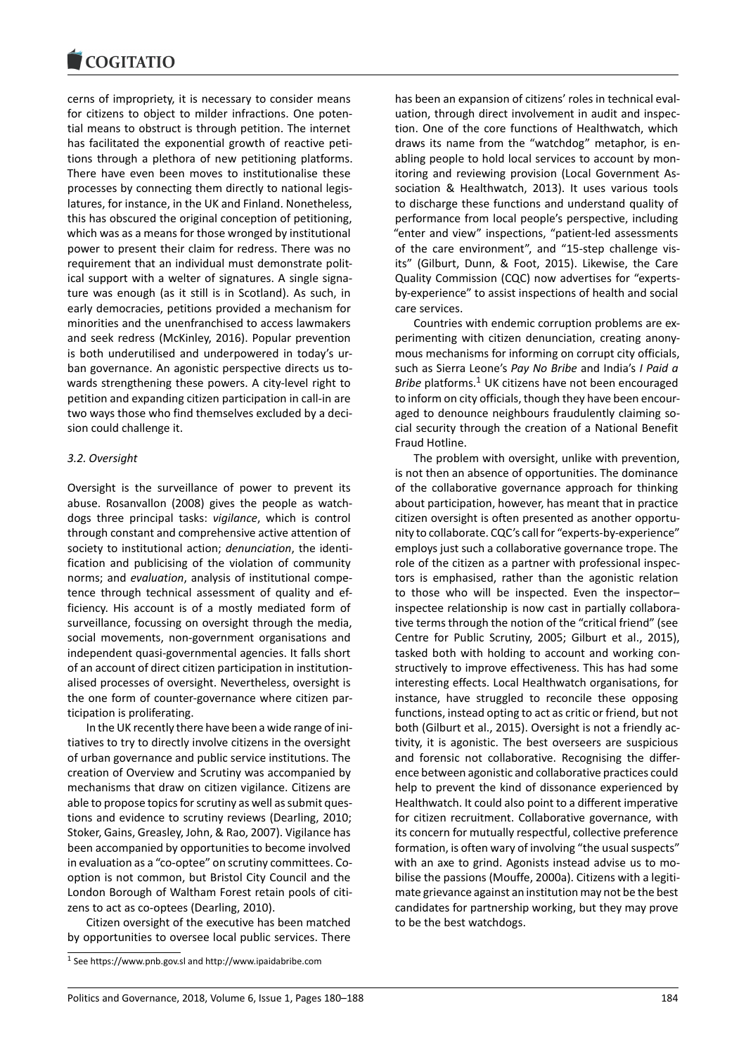cerns of impropriety, it is necessary to consider means for citizens to object to milder infractions. One potential means to obstruct is through petition. The internet has facilitated the exponential growth of reactive petitions through a plethora of new petitioning platforms. There have even been moves to institutionalise these processes by connecting them directly to national legislatures, for instance, in the UK and Finland. Nonetheless, this has obscured the original conception of petitioning, which was as a means for those wronged by institutional power to present their claim for redress. There was no requirement that an individual must demonstrate political support with a welter of signatures. A single signature was enough (as it still is in Scotland). As such, in early democracies, petitions provided a mechanism for minorities and the unenfranchised to access lawmakers and seek redress (McKinley, 2016). Popular prevention is both underutilised and underpowered in today's urban governance. An agonistic perspective directs us towards strengthening these powers. A city-level right to petition and expanding citizen participation in call-in are two ways those who find themselves excluded by a decision could challenge it.

### *3.2. Oversight*

Oversight is the surveillance of power to prevent its abuse. Rosanvallon (2008) gives the people as watchdogs three principal tasks: *vigilance*, which is control through constant and comprehensive active attention of society to institutional action; *denunciation*, the identification and publicising of the violation of community norms; and *evaluation*, analysis of institutional competence through technical assessment of quality and efficiency. His account is of a mostly mediated form of surveillance, focussing on oversight through the media, social movements, non-government organisations and independent quasi-governmental agencies. It falls short of an account of direct citizen participation in institutionalised processes of oversight. Nevertheless, oversight is the one form of counter-governance where citizen participation is proliferating.

In the UK recently there have been a wide range of initiatives to try to directly involve citizens in the oversight of urban governance and public service institutions. The creation of Overview and Scrutiny was accompanied by mechanisms that draw on citizen vigilance. Citizens are able to propose topics for scrutiny as well as submit questions and evidence to scrutiny reviews (Dearling, 2010; Stoker, Gains, Greasley, John, & Rao, 2007). Vigilance has been accompanied by opportunities to become involved in evaluation as a "co-optee" on scrutiny committees. Co-option is not common, but Bristol City Council and the London Borough of Waltham Forest retain pools of citizens to act as co-optees (Dearling, 2010).

Citizen oversight of the executive has been matched by opportunities to oversee local public services. There has been an expansion of citizens' roles in technical evaluation, through direct involvement in audit and inspection. One of the core functions of Healthwatch, which draws its name from the "watchdog" metaphor, is enabling people to hold local services to account by monitoring and reviewing provision (Local Government Association & Healthwatch, 2013). It uses various tools to discharge these functions and understand quality of performance from local people's perspective, including "enter and view" inspections, "patient-led assessments of the care environment", and "15-step challenge visits" (Gilburt, Dunn, & Foot, 2015). Likewise, the Care Quality Commission (CQC) now advertises for "experts-by-experience" to assist inspections of health and social care services.

Countries with endemic corruption problems are experimenting with citizen denunciation, creating anonymous mechanisms for informing on corrupt city officials, such as Sierra Leone's *Pay No Bribe* and India's *I Paid a Bribe* platforms.[1] UK citizens have not been encouraged to inform on city officials, though they have been encouraged to denounce neighbours fraudulently claiming social security through the creation of a National Benefit Fraud Hotline.

The problem with oversight, unlike with prevention, is not then an absence of opportunities. The dominance of the collaborative governance approach for thinking about participation, however, has meant that in practice citizen oversight is often presented as another opportunity to collaborate. CQC's call for "experts-by-experience" employs just such a collaborative governance trope. The role of the citizen as a partner with professional inspectors is emphasised, rather than the agonistic relation to those who will be inspected. Even the inspector–inspectee relationship is now cast in partially collaborative terms through the notion of the "critical friend" (see Centre for Public Scrutiny, 2005; Gilburt et al., 2015), tasked both with holding to account and working constructively to improve effectiveness. This has had some interesting effects. Local Healthwatch organisations, for instance, have struggled to reconcile these opposing functions, instead opting to act as critic or friend, but not both (Gilburt et al., 2015). Oversight is not a friendly activity, it is agonistic. The best overseers are suspicious and forensic not collaborative. Recognising the difference between agonistic and collaborative practices could help to prevent the kind of dissonance experienced by Healthwatch. It could also point to a different imperative for citizen recruitment. Collaborative governance, with its concern for mutually respectful, collective preference formation, is often wary of involving "the usual suspects" with an axe to grind. Agonists instead advise us to mobilise the passions (Mouffe, 2000a). Citizens with a legitimate grievance against an institution may not be the best candidates for partnership working, but they may prove to be the best watchdogs.

[1] See https://www.pnb.gov.sl and http://www.ipaidabribe.com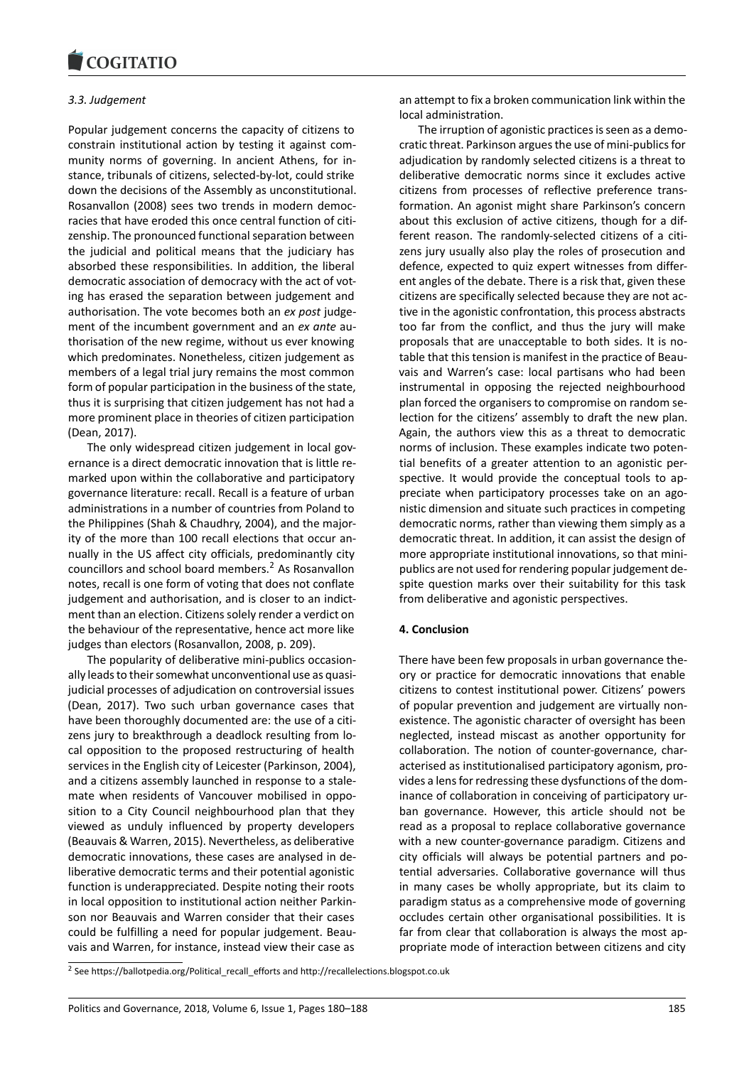### *3.3. Judgement*

Popular judgement concerns the capacity of citizens to constrain institutional action by testing it against community norms of governing. In ancient Athens, for instance, tribunals of citizens, selected-by-lot, could strike down the decisions of the Assembly as unconstitutional. Rosanvallon (2008) sees two trends in modern democracies that have eroded this once central function of citizenship. The pronounced functional separation between the judicial and political means that the judiciary has absorbed these responsibilities. In addition, the liberal democratic association of democracy with the act of voting has erased the separation between judgement and authorisation. The vote becomes both an *ex post* judgement of the incumbent government and an *ex ante* authorisation of the new regime, without us ever knowing which predominates. Nonetheless, citizen judgement as members of a legal trial jury remains the most common form of popular participation in the business of the state, thus it is surprising that citizen judgement has not had a more prominent place in theories of citizen participation (Dean, 2017).

The only widespread citizen judgement in local governance is a direct democratic innovation that is little remarked upon within the collaborative and participatory governance literature: recall. Recall is a feature of urban administrations in a number of countries from Poland to the Philippines (Shah & Chaudhry, 2004), and the majority of the more than 100 recall elections that occur annually in the US affect city officials, predominantly city councillors and school board members.[2] As Rosanvallon notes, recall is one form of voting that does not conflate judgement and authorisation, and is closer to an indictment than an election. Citizens solely render a verdict on the behaviour of the representative, hence act more like judges than electors (Rosanvallon, 2008, p. 209).

The popularity of deliberative mini-publics occasionally leads to their somewhat unconventional use as quasi-judicial processes of adjudication on controversial issues (Dean, 2017). Two such urban governance cases that have been thoroughly documented are: the use of a citizens jury to breakthrough a deadlock resulting from local opposition to the proposed restructuring of health services in the English city of Leicester (Parkinson, 2004), and a citizens assembly launched in response to a stalemate when residents of Vancouver mobilised in opposition to a City Council neighbourhood plan that they viewed as unduly influenced by property developers (Beauvais & Warren, 2015). Nevertheless, as deliberative democratic innovations, these cases are analysed in deliberative democratic terms and their potential agonistic function is underappreciated. Despite noting their roots in local opposition to institutional action neither Parkinson nor Beauvais and Warren consider that their cases could be fulfilling a need for popular judgement. Beauvais and Warren, for instance, instead view their case as an attempt to fix a broken communication link within the local administration.

The irruption of agonistic practices is seen as a democratic threat. Parkinson argues the use of mini-publics for adjudication by randomly selected citizens is a threat to deliberative democratic norms since it excludes active citizens from processes of reflective preference transformation. An agonist might share Parkinson's concern about this exclusion of active citizens, though for a different reason. The randomly-selected citizens of a citizens jury usually also play the roles of prosecution and defence, expected to quiz expert witnesses from different angles of the debate. There is a risk that, given these citizens are specifically selected because they are not active in the agonistic confrontation, this process abstracts too far from the conflict, and thus the jury will make proposals that are unacceptable to both sides. It is notable that this tension is manifest in the practice of Beauvais and Warren's case: local partisans who had been instrumental in opposing the rejected neighbourhood plan forced the organisers to compromise on random selection for the citizens' assembly to draft the new plan. Again, the authors view this as a threat to democratic norms of inclusion. These examples indicate two potential benefits of a greater attention to an agonistic perspective. It would provide the conceptual tools to appreciate when participatory processes take on an agonistic dimension and situate such practices in competing democratic norms, rather than viewing them simply as a democratic threat. In addition, it can assist the design of more appropriate institutional innovations, so that mini-publics are not used for rendering popular judgement despite question marks over their suitability for this task from deliberative and agonistic perspectives.

## 4. Conclusion

There have been few proposals in urban governance theory or practice for democratic innovations that enable citizens to contest institutional power. Citizens' powers of popular prevention and judgement are virtually nonexistence. The agonistic character of oversight has been neglected, instead miscast as another opportunity for collaboration. The notion of counter-governance, characterised as institutionalised participatory agonism, provides a lens for redressing these dysfunctions of the dominance of collaboration in conceiving of participatory urban governance. However, this article should not be read as a proposal to replace collaborative governance with a new counter-governance paradigm. Citizens and city officials will always be potential partners and potential adversaries. Collaborative governance will thus in many cases be wholly appropriate, but its claim to paradigm status as a comprehensive mode of governing occludes certain other organisational possibilities. It is far from clear that collaboration is always the most appropriate mode of interaction between citizens and city

[2] See https://ballotpedia.org/Political_recall_efforts and http://recallelections.blogspot.co.uk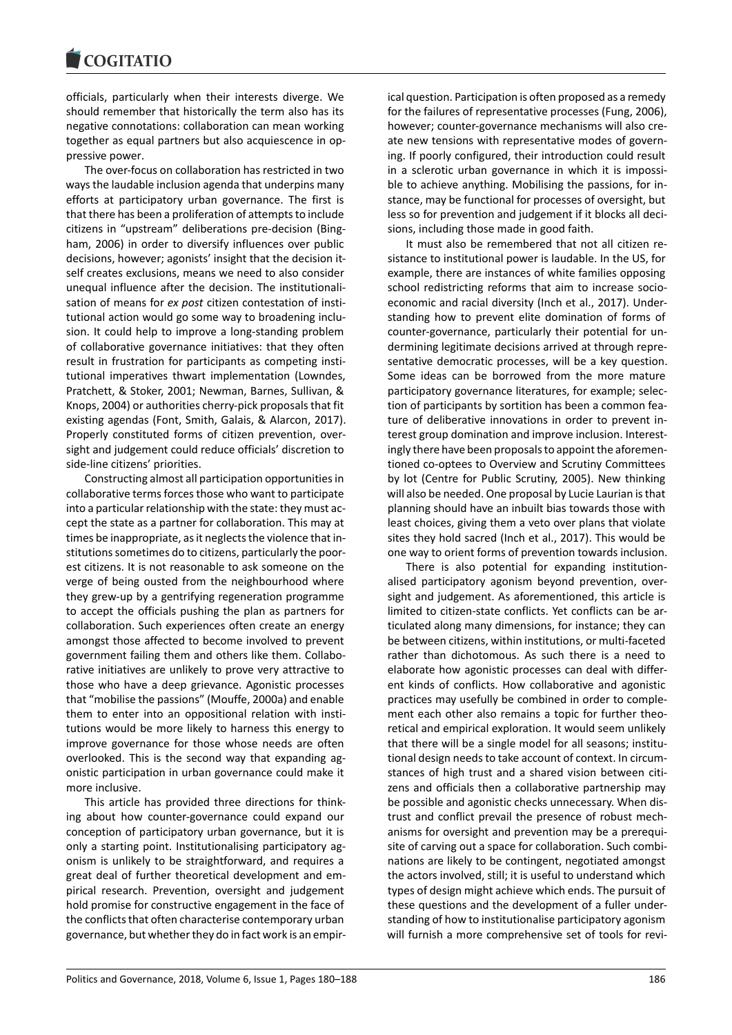officials, particularly when their interests diverge. We should remember that historically the term also has its negative connotations: collaboration can mean working together as equal partners but also acquiescence in oppressive power.

The over-focus on collaboration has restricted in two ways the laudable inclusion agenda that underpins many efforts at participatory urban governance. The first is that there has been a proliferation of attempts to include citizens in "upstream" deliberations pre-decision (Bingham, 2006) in order to diversify influences over public decisions, however; agonists' insight that the decision itself creates exclusions, means we need to also consider unequal influence after the decision. The institutionalisation of means for *ex post* citizen contestation of institutional action would go some way to broadening inclusion. It could help to improve a long-standing problem of collaborative governance initiatives: that they often result in frustration for participants as competing institutional imperatives thwart implementation (Lowndes, Pratchett, & Stoker, 2001; Newman, Barnes, Sullivan, & Knops, 2004) or authorities cherry-pick proposals that fit existing agendas (Font, Smith, Galais, & Alarcon, 2017). Properly constituted forms of citizen prevention, oversight and judgement could reduce officials' discretion to side-line citizens' priorities.

Constructing almost all participation opportunities in collaborative terms forces those who want to participate into a particular relationship with the state: they must accept the state as a partner for collaboration. This may at times be inappropriate, as it neglects the violence that institutions sometimes do to citizens, particularly the poorest citizens. It is not reasonable to ask someone on the verge of being ousted from the neighbourhood where they grew-up by a gentrifying regeneration programme to accept the officials pushing the plan as partners for collaboration. Such experiences often create an energy amongst those affected to become involved to prevent government failing them and others like them. Collaborative initiatives are unlikely to prove very attractive to those who have a deep grievance. Agonistic processes that "mobilise the passions" (Mouffe, 2000a) and enable them to enter into an oppositional relation with institutions would be more likely to harness this energy to improve governance for those whose needs are often overlooked. This is the second way that expanding agonistic participation in urban governance could make it more inclusive.

This article has provided three directions for thinking about how counter-governance could expand our conception of participatory urban governance, but it is only a starting point. Institutionalising participatory agonism is unlikely to be straightforward, and requires a great deal of further theoretical development and empirical research. Prevention, oversight and judgement hold promise for constructive engagement in the face of the conflicts that often characterise contemporary urban governance, but whether they do in fact work is an empirical question. Participation is often proposed as a remedy for the failures of representative processes (Fung, 2006), however; counter-governance mechanisms will also create new tensions with representative modes of governing. If poorly configured, their introduction could result in a sclerotic urban governance in which it is impossible to achieve anything. Mobilising the passions, for instance, may be functional for processes of oversight, but less so for prevention and judgement if it blocks all decisions, including those made in good faith.

It must also be remembered that not all citizen resistance to institutional power is laudable. In the US, for example, there are instances of white families opposing school redistricting reforms that aim to increase socioeconomic and racial diversity (Inch et al., 2017). Understanding how to prevent elite domination of forms of counter-governance, particularly their potential for undermining legitimate decisions arrived at through representative democratic processes, will be a key question. Some ideas can be borrowed from the more mature participatory governance literatures, for example; selection of participants by sortition has been a common feature of deliberative innovations in order to prevent interest group domination and improve inclusion. Interestingly there have been proposals to appoint the aforementioned co-optees to Overview and Scrutiny Committees by lot (Centre for Public Scrutiny, 2005). New thinking will also be needed. One proposal by Lucie Laurian is that planning should have an inbuilt bias towards those with least choices, giving them a veto over plans that violate sites they hold sacred (Inch et al., 2017). This would be one way to orient forms of prevention towards inclusion.

There is also potential for expanding institutionalised participatory agonism beyond prevention, oversight and judgement. As aforementioned, this article is limited to citizen-state conflicts. Yet conflicts can be articulated along many dimensions, for instance; they can be between citizens, within institutions, or multi-faceted rather than dichotomous. As such there is a need to elaborate how agonistic processes can deal with different kinds of conflicts. How collaborative and agonistic practices may usefully be combined in order to complement each other also remains a topic for further theoretical and empirical exploration. It would seem unlikely that there will be a single model for all seasons; institutional design needs to take account of context. In circumstances of high trust and a shared vision between citizens and officials then a collaborative partnership may be possible and agonistic checks unnecessary. When distrust and conflict prevail the presence of robust mechanisms for oversight and prevention may be a prerequisite of carving out a space for collaboration. Such combinations are likely to be contingent, negotiated amongst the actors involved, still; it is useful to understand which types of design might achieve which ends. The pursuit of these questions and the development of a fuller understanding of how to institutionalise participatory agonism will furnish a more comprehensive set of tools for revi-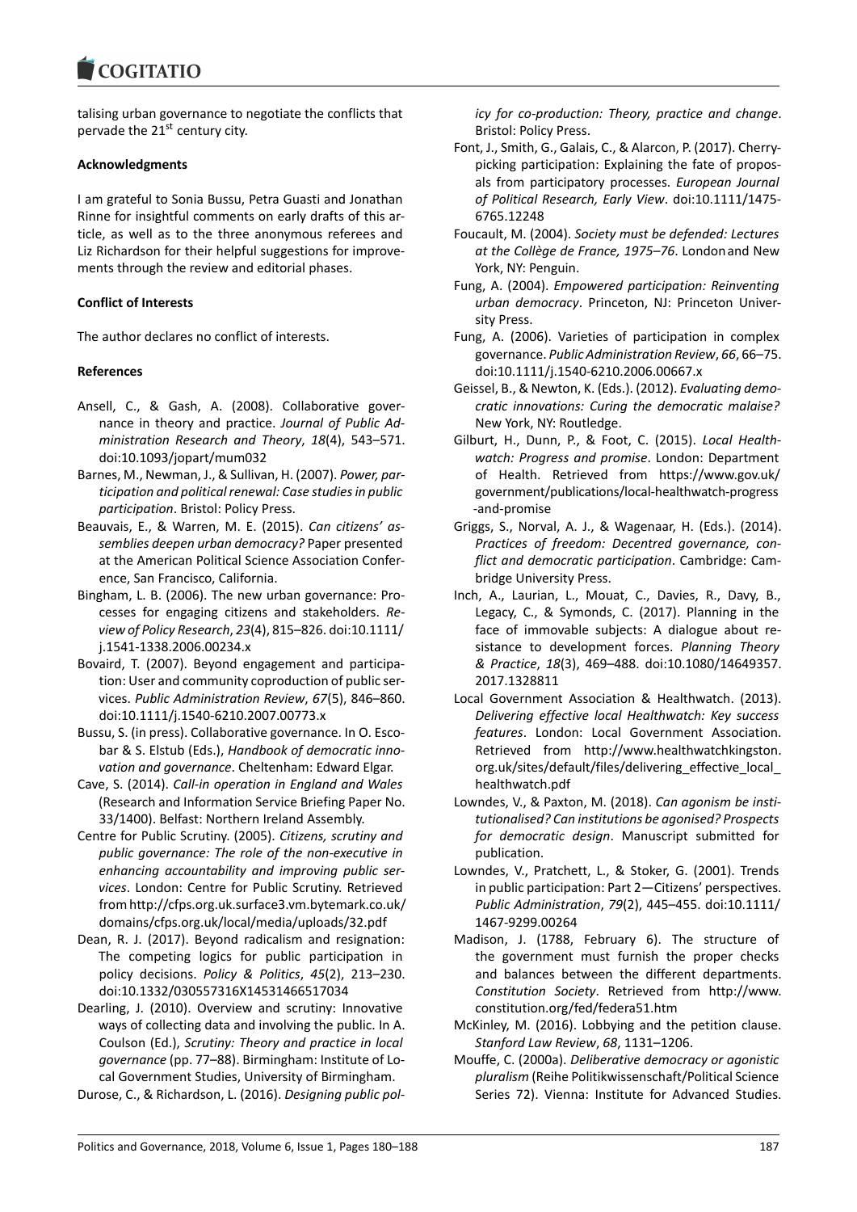talising urban governance to negotiate the conflicts that pervade the 21st century city.

**Acknowledgments**

I am grateful to Sonia Bussu, Petra Guasti and Jonathan Rinne for insightful comments on early drafts of this article, as well as to the three anonymous referees and Liz Richardson for their helpful suggestions for improvements through the review and editorial phases.

**Conflict of Interests**

The author declares no conflict of interests.

**References**

Ansell, C., & Gash, A. (2008). Collaborative governance in theory and practice. *Journal of Public Administration Research and Theory*, *18*(4), 543–571. doi:10.1093/jopart/mum032

Barnes, M., Newman, J., & Sullivan, H. (2007). *Power, participation and political renewal: Case studies in public participation*. Bristol: Policy Press.

Beauvais, E., & Warren, M. E. (2015). *Can citizens' assemblies deepen urban democracy?* Paper presented at the American Political Science Association Conference, San Francisco, California.

Bingham, L. B. (2006). The new urban governance: Processes for engaging citizens and stakeholders. *Review of Policy Research*, *23*(4), 815–826. doi:10.1111/j.1541-1338.2006.00234.x

Bovaird, T. (2007). Beyond engagement and participation: User and community coproduction of public services. *Public Administration Review*, *67*(5), 846–860. doi:10.1111/j.1540-6210.2007.00773.x

Bussu, S. (in press). Collaborative governance. In O. Escobar & S. Elstub (Eds.), *Handbook of democratic innovation and governance*. Cheltenham: Edward Elgar.

Cave, S. (2014). *Call-in operation in England and Wales* (Research and Information Service Briefing Paper No. 33/1400). Belfast: Northern Ireland Assembly.

Centre for Public Scrutiny. (2005). *Citizens, scrutiny and public governance: The role of the non-executive in enhancing accountability and improving public services*. London: Centre for Public Scrutiny. Retrieved from http://cfps.org.uk.surface3.vm.bytemark.co.uk/domains/cfps.org.uk/local/media/uploads/32.pdf

Dean, R. J. (2017). Beyond radicalism and resignation: The competing logics for public participation in policy decisions. *Policy & Politics*, *45*(2), 213–230. doi:10.1332/030557316X14531466517034

Dearling, J. (2010). Overview and scrutiny: Innovative ways of collecting data and involving the public. In A. Coulson (Ed.), *Scrutiny: Theory and practice in local governance* (pp. 77–88). Birmingham: Institute of Local Government Studies, University of Birmingham.

Durose, C., & Richardson, L. (2016). *Designing public policy for co-production: Theory, practice and change*. Bristol: Policy Press.

Font, J., Smith, G., Galais, C., & Alarcon, P. (2017). Cherry-picking participation: Explaining the fate of proposals from participatory processes. *European Journal of Political Research, Early View*. doi:10.1111/1475-6765.12248

Foucault, M. (2004). *Society must be defended: Lectures at the Collège de France, 1975–76*. London and New York, NY: Penguin.

Fung, A. (2004). *Empowered participation: Reinventing urban democracy*. Princeton, NJ: Princeton University Press.

Fung, A. (2006). Varieties of participation in complex governance. *Public Administration Review*, *66*, 66–75. doi:10.1111/j.1540-6210.2006.00667.x

Geissel, B., & Newton, K. (Eds.). (2012). *Evaluating democratic innovations: Curing the democratic malaise?* New York, NY: Routledge.

Gilburt, H., Dunn, P., & Foot, C. (2015). *Local Healthwatch: Progress and promise*. London: Department of Health. Retrieved from https://www.gov.uk/government/publications/local-healthwatch-progress-and-promise

Griggs, S., Norval, A. J., & Wagenaar, H. (Eds.). (2014). *Practices of freedom: Decentred governance, conflict and democratic participation*. Cambridge: Cambridge University Press.

Inch, A., Laurian, L., Mouat, C., Davies, R., Davy, B., Legacy, C., & Symonds, C. (2017). Planning in the face of immovable subjects: A dialogue about resistance to development forces. *Planning Theory & Practice*, *18*(3), 469–488. doi:10.1080/14649357.2017.1328811

Local Government Association & Healthwatch. (2013). *Delivering effective local Healthwatch: Key success features*. London: Local Government Association. Retrieved from http://www.healthwatchkingston.org.uk/sites/default/files/delivering_effective_local_healthwatch.pdf

Lowndes, V., & Paxton, M. (2018). *Can agonism be institutionalised? Can institutions be agonised? Prospects for democratic design*. Manuscript submitted for publication.

Lowndes, V., Pratchett, L., & Stoker, G. (2001). Trends in public participation: Part 2—Citizens' perspectives. *Public Administration*, *79*(2), 445–455. doi:10.1111/1467-9299.00264

Madison, J. (1788, February 6). The structure of the government must furnish the proper checks and balances between the different departments. *Constitution Society*. Retrieved from http://www.constitution.org/fed/federa51.htm

McKinley, M. (2016). Lobbying and the petition clause. *Stanford Law Review*, *68*, 1131–1206.

Mouffe, C. (2000a). *Deliberative democracy or agonistic pluralism* (Reihe Politikwissenschaft/Political Science Series 72). Vienna: Institute for Advanced Studies.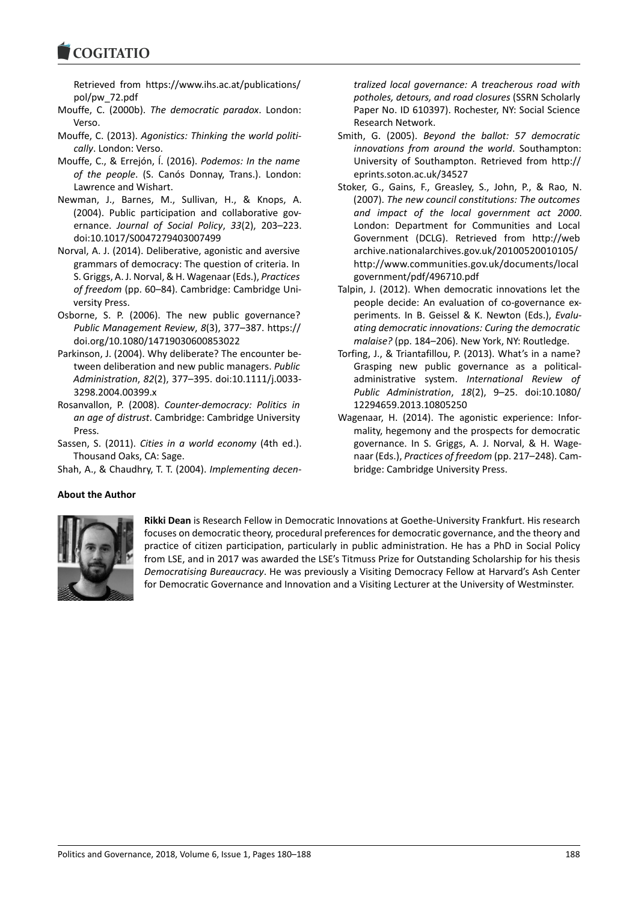Retrieved from https://www.ihs.ac.at/publications/pol/pw_72.pdf

Mouffe, C. (2000b). *The democratic paradox*. London: Verso.

Mouffe, C. (2013). *Agonistics: Thinking the world politically*. London: Verso.

Mouffe, C., & Errejón, Í. (2016). *Podemos: In the name of the people*. (S. Canós Donnay, Trans.). London: Lawrence and Wishart.

Newman, J., Barnes, M., Sullivan, H., & Knops, A. (2004). Public participation and collaborative governance. *Journal of Social Policy*, *33*(2), 203–223. doi:10.1017/S0047279403007499

Norval, A. J. (2014). Deliberative, agonistic and aversive grammars of democracy: The question of criteria. In S. Griggs, A. J. Norval, & H. Wagenaar (Eds.), *Practices of freedom* (pp. 60–84). Cambridge: Cambridge University Press.

Osborne, S. P. (2006). The new public governance? *Public Management Review*, *8*(3), 377–387. https://doi.org/10.1080/14719030600853022

Parkinson, J. (2004). Why deliberate? The encounter between deliberation and new public managers. *Public Administration*, *82*(2), 377–395. doi:10.1111/j.0033-3298.2004.00399.x

Rosanvallon, P. (2008). *Counter-democracy: Politics in an age of distrust*. Cambridge: Cambridge University Press.

Sassen, S. (2011). *Cities in a world economy* (4th ed.). Thousand Oaks, CA: Sage.

Shah, A., & Chaudhry, T. T. (2004). *Implementing decentralized local governance: A treacherous road with potholes, detours, and road closures* (SSRN Scholarly Paper No. ID 610397). Rochester, NY: Social Science Research Network.

Smith, G. (2005). *Beyond the ballot: 57 democratic innovations from around the world*. Southampton: University of Southampton. Retrieved from http://eprints.soton.ac.uk/34527

Stoker, G., Gains, F., Greasley, S., John, P., & Rao, N. (2007). *The new council constitutions: The outcomes and impact of the local government act 2000*. London: Department for Communities and Local Government (DCLG). Retrieved from http://webarchive.nationalarchives.gov.uk/20100520010105/http://www.communities.gov.uk/documents/localgovernment/pdf/496710.pdf

Talpin, J. (2012). When democratic innovations let the people decide: An evaluation of co-governance experiments. In B. Geissel & K. Newton (Eds.), *Evaluating democratic innovations: Curing the democratic malaise?* (pp. 184–206). New York, NY: Routledge.

Torfing, J., & Triantafillou, P. (2013). What's in a name? Grasping new public governance as a political-administrative system. *International Review of Public Administration*, *18*(2), 9–25. doi:10.1080/12294659.2013.10805250

Wagenaar, H. (2014). The agonistic experience: Informality, hegemony and the prospects for democratic governance. In S. Griggs, A. J. Norval, & H. Wagenaar (Eds.), *Practices of freedom* (pp. 217–248). Cambridge: Cambridge University Press.

## About the Author

**Rikki Dean** is Research Fellow in Democratic Innovations at Goethe-University Frankfurt. His research focuses on democratic theory, procedural preferences for democratic governance, and the theory and practice of citizen participation, particularly in public administration. He has a PhD in Social Policy from LSE, and in 2017 was awarded the LSE's Titmuss Prize for Outstanding Scholarship for his thesis *Democratising Bureaucracy*. He was previously a Visiting Democracy Fellow at Harvard's Ash Center for Democratic Governance and Innovation and a Visiting Lecturer at the University of Westminster.